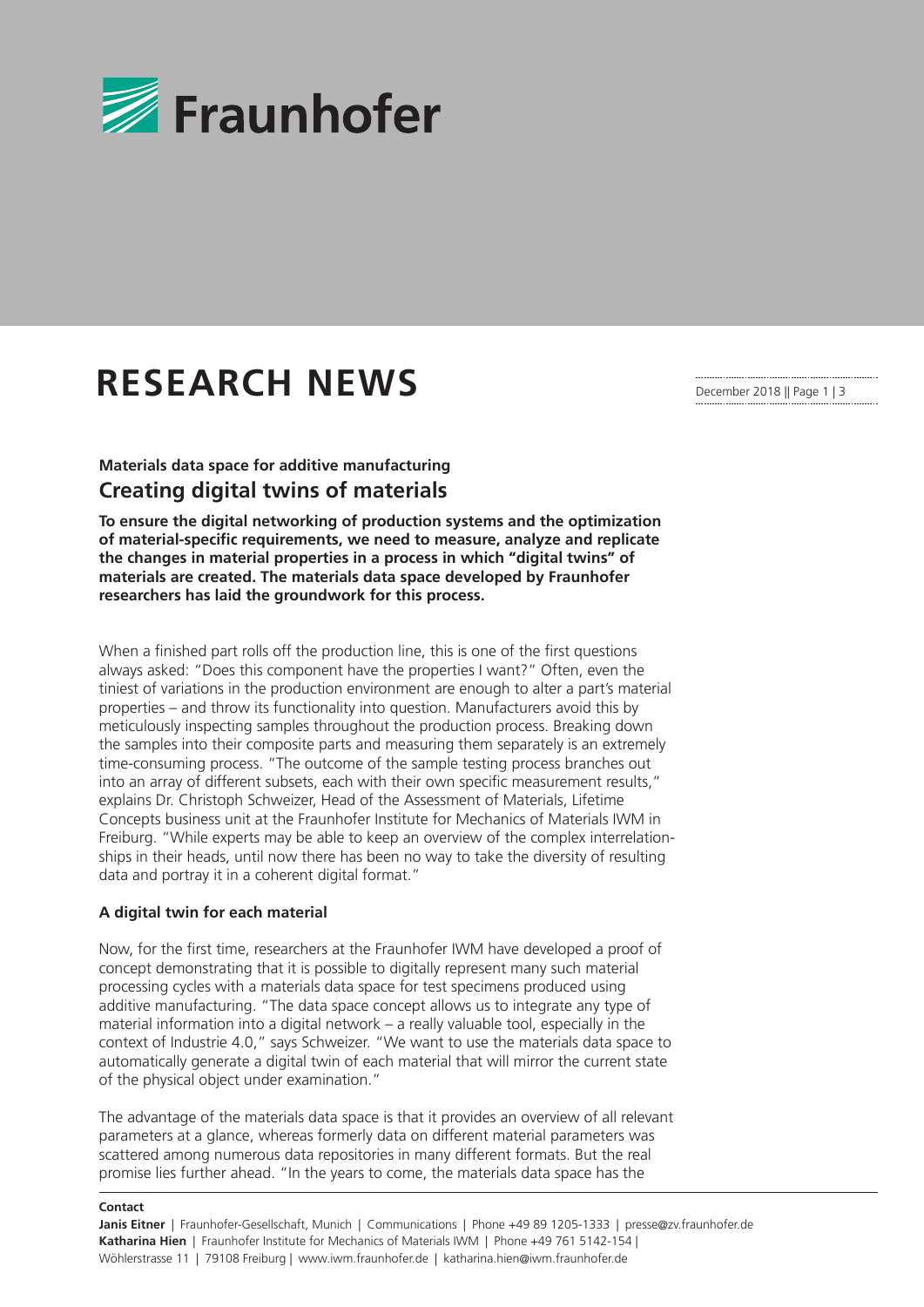# RESEARCH NEWS

### Materials data space for additive manufacturing

## Creating digital twins of materials

**To ensure the digital networking of production systems and the optimization of material-specific requirements, we need to measure, analyze and replicate the changes in material properties in a process in which "digital twins" of materials are created. The materials data space developed by Fraunhofer researchers has laid the groundwork for this process.**

When a finished part rolls off the production line, this is one of the first questions always asked: "Does this component have the properties I want?" Often, even the tiniest of variations in the production environment are enough to alter a part's material properties – and throw its functionality into question. Manufacturers avoid this by meticulously inspecting samples throughout the production process. Breaking down the samples into their composite parts and measuring them separately is an extremely time-consuming process. "The outcome of the sample testing process branches out into an array of different subsets, each with their own specific measurement results," explains Dr. Christoph Schweizer, Head of the Assessment of Materials, Lifetime Concepts business unit at the Fraunhofer Institute for Mechanics of Materials IWM in Freiburg. "While experts may be able to keep an overview of the complex interrelationships in their heads, until now there has been no way to take the diversity of resulting data and portray it in a coherent digital format."

### A digital twin for each material

Now, for the first time, researchers at the Fraunhofer IWM have developed a proof of concept demonstrating that it is possible to digitally represent many such material processing cycles with a materials data space for test specimens produced using additive manufacturing. "The data space concept allows us to integrate any type of material information into a digital network – a really valuable tool, especially in the context of Industrie 4.0," says Schweizer. "We want to use the materials data space to automatically generate a digital twin of each material that will mirror the current state of the physical object under examination."

The advantage of the materials data space is that it provides an overview of all relevant parameters at a glance, whereas formerly data on different material parameters was scattered among numerous data repositories in many different formats. But the real promise lies further ahead. "In the years to come, the materials data space has the

**Contact**

**Janis Eitner** | Fraunhofer-Gesellschaft, Munich | Communications | Phone +49 89 1205-1333 | presse@zv.fraunhofer.de
**Katharina Hien** | Fraunhofer Institute for Mechanics of Materials IWM | Phone +49 761 5142-154 | Wöhlerstrasse 11 | 79108 Freiburg | www.iwm.fraunhofer.de | katharina.hien@iwm.fraunhofer.de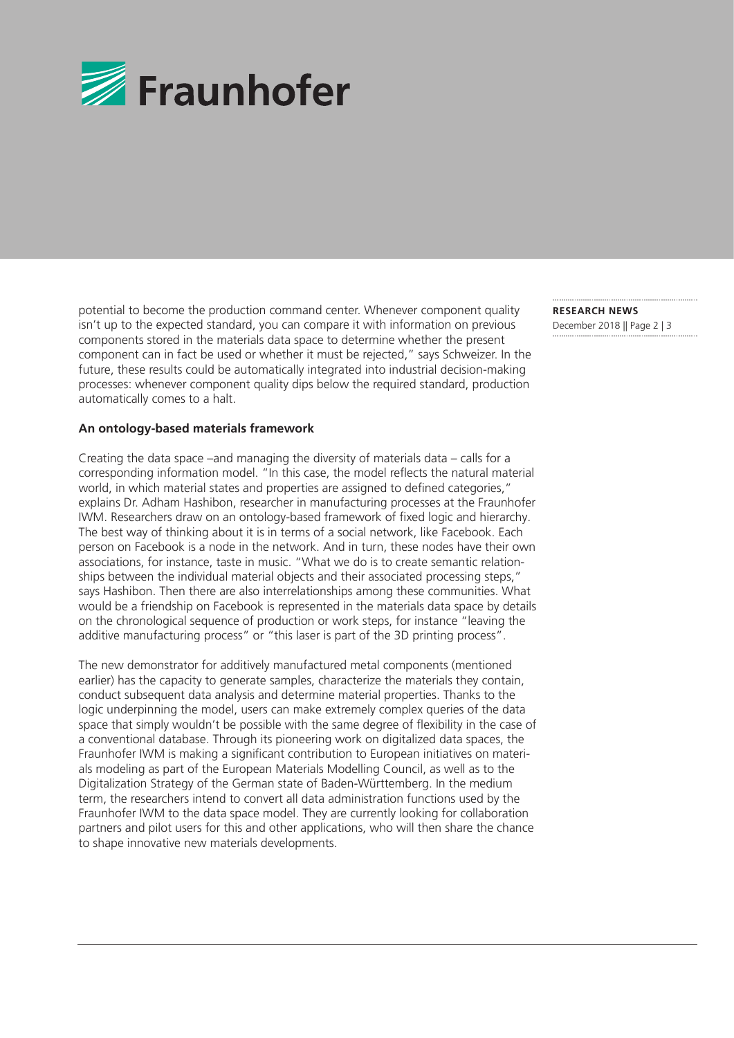potential to become the production command center. Whenever component quality isn't up to the expected standard, you can compare it with information on previous components stored in the materials data space to determine whether the present component can in fact be used or whether it must be rejected," says Schweizer. In the future, these results could be automatically integrated into industrial decision-making processes: whenever component quality dips below the required standard, production automatically comes to a halt.

**An ontology-based materials framework**

Creating the data space –and managing the diversity of materials data – calls for a corresponding information model. "In this case, the model reflects the natural material world, in which material states and properties are assigned to defined categories," explains Dr. Adham Hashibon, researcher in manufacturing processes at the Fraunhofer IWM. Researchers draw on an ontology-based framework of fixed logic and hierarchy. The best way of thinking about it is in terms of a social network, like Facebook. Each person on Facebook is a node in the network. And in turn, these nodes have their own associations, for instance, taste in music. "What we do is to create semantic relationships between the individual material objects and their associated processing steps," says Hashibon. Then there are also interrelationships among these communities. What would be a friendship on Facebook is represented in the materials data space by details on the chronological sequence of production or work steps, for instance "leaving the additive manufacturing process" or "this laser is part of the 3D printing process".

The new demonstrator for additively manufactured metal components (mentioned earlier) has the capacity to generate samples, characterize the materials they contain, conduct subsequent data analysis and determine material properties. Thanks to the logic underpinning the model, users can make extremely complex queries of the data space that simply wouldn't be possible with the same degree of flexibility in the case of a conventional database. Through its pioneering work on digitalized data spaces, the Fraunhofer IWM is making a significant contribution to European initiatives on materials modeling as part of the European Materials Modelling Council, as well as to the Digitalization Strategy of the German state of Baden-Württemberg. In the medium term, the researchers intend to convert all data administration functions used by the Fraunhofer IWM to the data space model. They are currently looking for collaboration partners and pilot users for this and other applications, who will then share the chance to shape innovative new materials developments.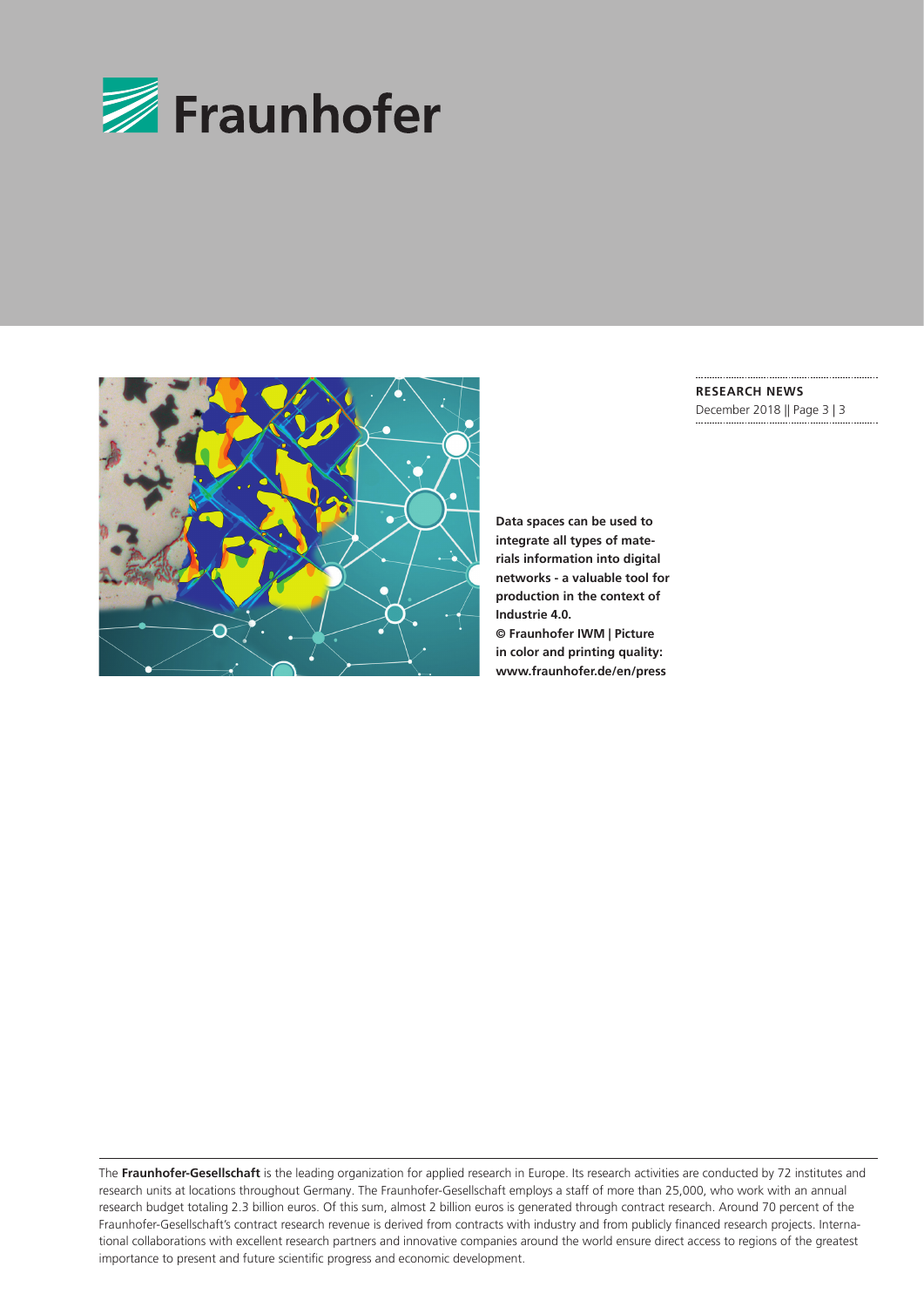Data spaces can be used to integrate all types of materials information into digital networks - a valuable tool for production in the context of Industrie 4.0.
**© Fraunhofer IWM | Picture in color and printing quality: www.fraunhofer.de/en/press**

The **Fraunhofer-Gesellschaft** is the leading organization for applied research in Europe. Its research activities are conducted by 72 institutes and research units at locations throughout Germany. The Fraunhofer-Gesellschaft employs a staff of more than 25,000, who work with an annual research budget totaling 2.3 billion euros. Of this sum, almost 2 billion euros is generated through contract research. Around 70 percent of the Fraunhofer-Gesellschaft's contract research revenue is derived from contracts with industry and from publicly financed research projects. International collaborations with excellent research partners and innovative companies around the world ensure direct access to regions of the greatest importance to present and future scientific progress and economic development.